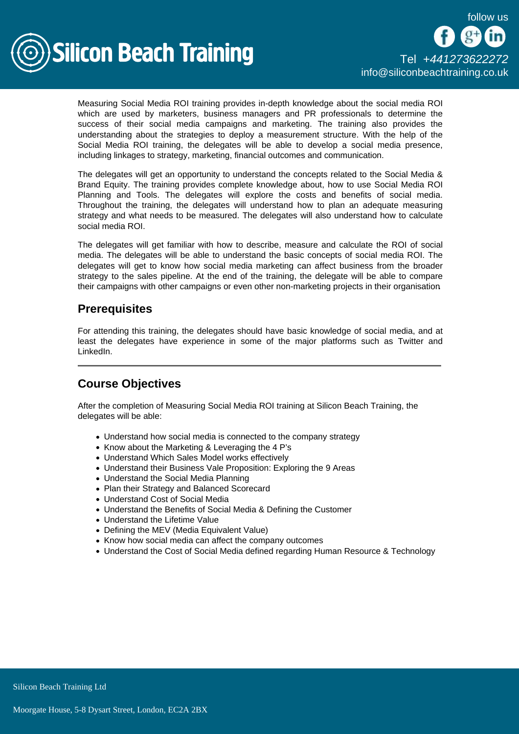Measuring Social Media ROI training provides in-depth knowledge about the social media ROI which are used by marketers, business managers and PR professionals to determine the success of their social media campaigns and marketing. The training also provides the understanding about the strategies to deploy a measurement structure. With the help of the Social Media ROI training, the delegates will be able to develop a social media presence, including linkages to strategy, marketing, financial outcomes and communication.

The delegates will get an opportunity to understand the concepts related to the Social Media & Brand Equity. The training provides complete knowledge about, how to use Social Media ROI Planning and Tools. The delegates will explore the costs and benefits of social media. Throughout the training, the delegates will understand how to plan an adequate measuring strategy and what needs to be measured. The delegates will also understand how to calculate social media ROI.

The delegates will get familiar with how to describe, measure and calculate the ROI of social media. The delegates will be able to understand the basic concepts of social media ROI. The delegates will get to know how social media marketing can affect business from the broader strategy to the sales pipeline. At the end of the training, the delegate will be able to compare their campaigns with other campaigns or even other non-marketing projects in their organisation

## Prerequisites

For attending this training, the delegates should have basic knowledge of social media, and at least the delegates have experience in some of the major platforms such as Twitter and LinkedIn.

---

## Course Objectives

After the completion of Measuring Social Media ROI training at Silicon Beach Training, the delegates will be able:

- Understand how social media is connected to the company strategy
- Know about the Marketing & Leveraging the 4 P's
- Understand Which Sales Model works effectively
- Understand their Business Vale Proposition: Exploring the 9 Areas
- Understand the Social Media Planning
- Plan their Strategy and Balanced Scorecard
- Understand Cost of Social Media
- Understand the Benefits of Social Media & Defining the Customer
- Understand the Lifetime Value
- Defining the MEV (Media Equivalent Value)
- Know how social media can affect the company outcomes
- Understand the Cost of Social Media defined regarding Human Resource & Technology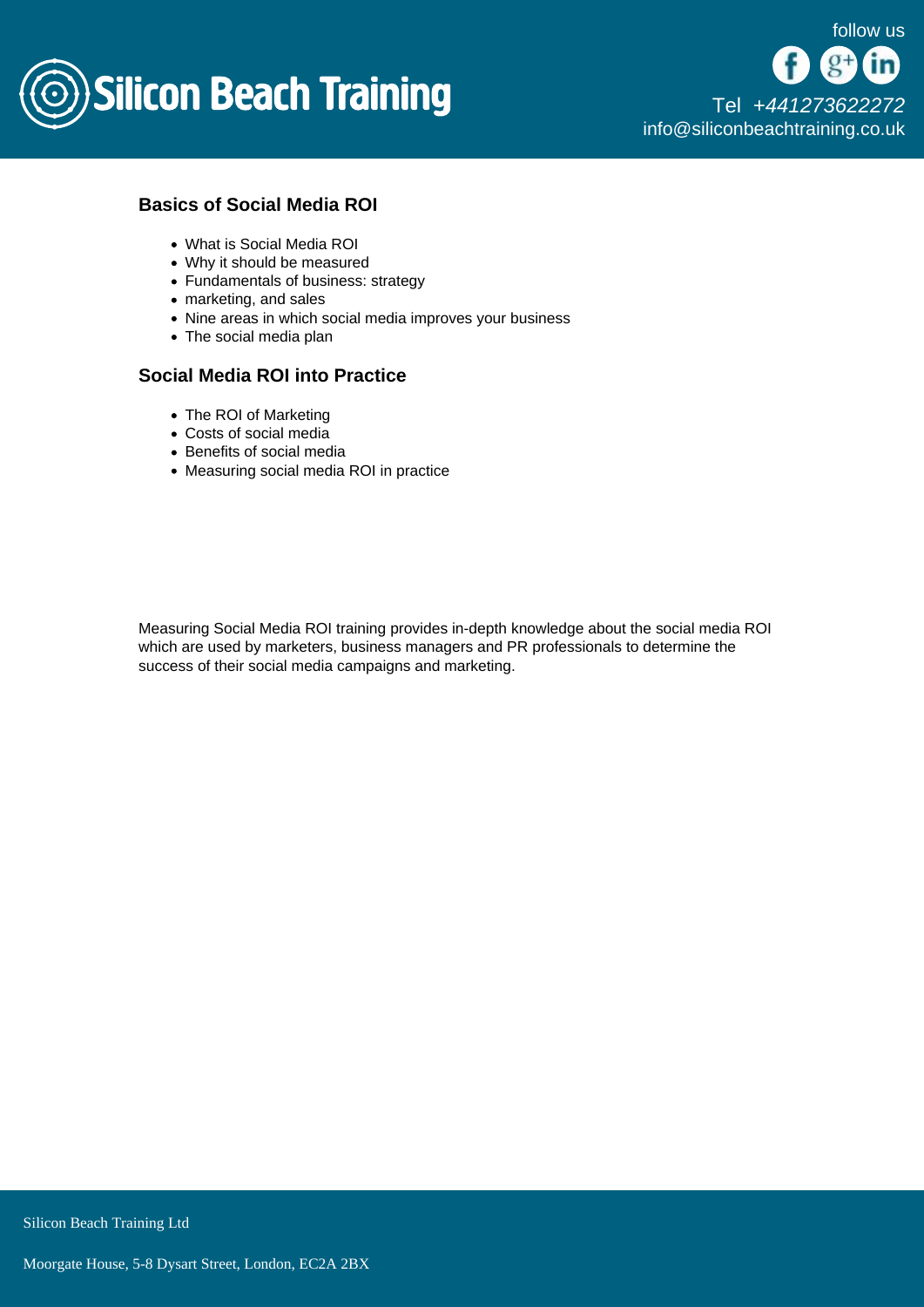### Basics of Social Media ROI

- What is Social Media ROI
- Why it should be measured
- Fundamentals of business: strategy
- marketing, and sales
- Nine areas in which social media improves your business
- The social media plan

### Social Media ROI into Practice

- The ROI of Marketing
- Costs of social media
- Benefits of social media
- Measuring social media ROI in practice

Measuring Social Media ROI training provides in-depth knowledge about the social media ROI which are used by marketers, business managers and PR professionals to determine the success of their social media campaigns and marketing.